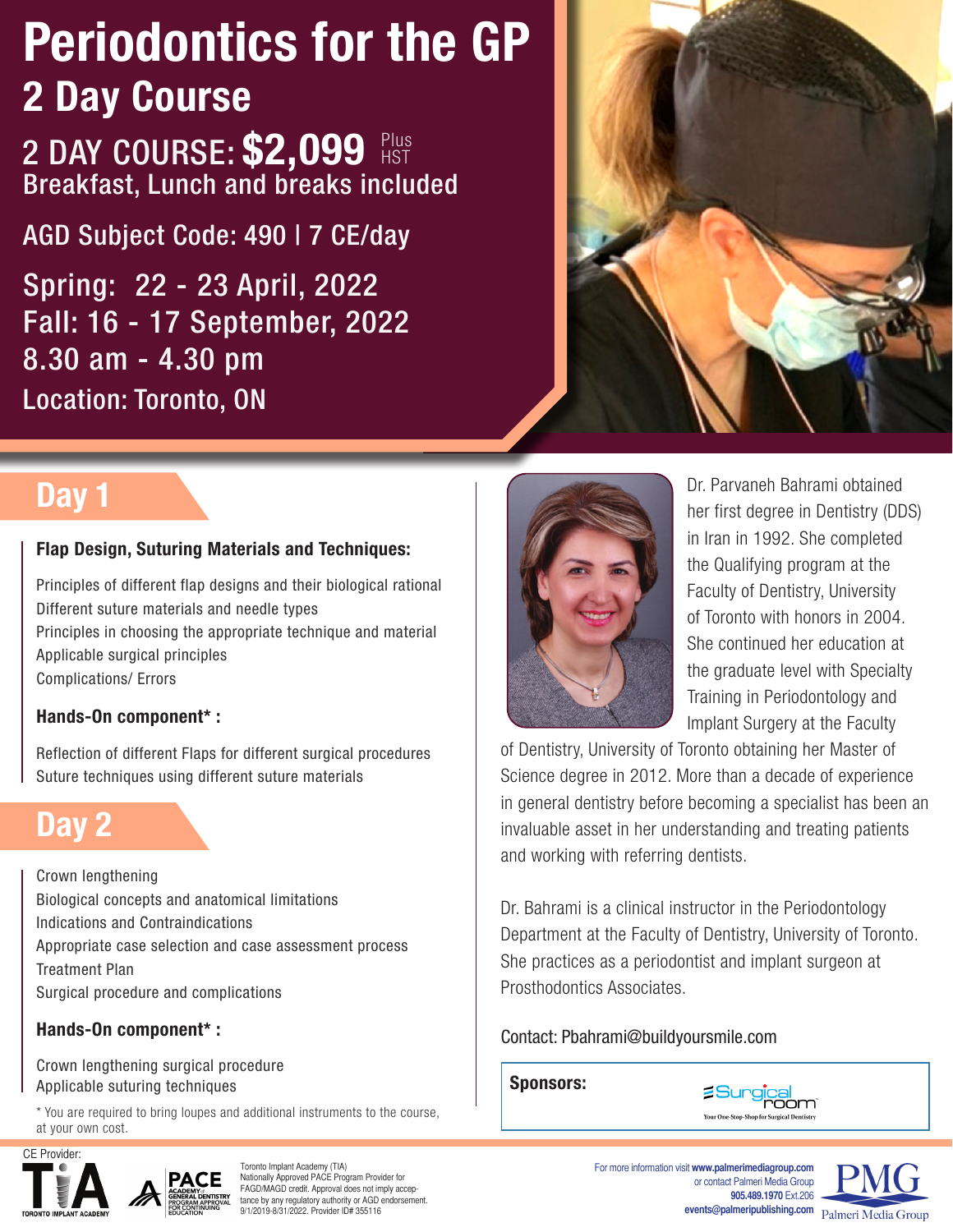# Periodontics for the GP

## 2 Day Course

2 DAY COURSE: **$2,099** Plus HST

Breakfast, Lunch and breaks included

AGD Subject Code: 490 | 7 CE/day

Spring: 22 - 23 April, 2022

Fall: 16 - 17 September, 2022

8.30 am - 4.30 pm

Location: Toronto, ON

## Day 1

**Flap Design, Suturing Materials and Techniques:**

Principles of different flap designs and their biological rational

Different suture materials and needle types

Principles in choosing the appropriate technique and material

Applicable surgical principles

Complications/ Errors

**Hands-On component* :**

Reflection of different Flaps for different surgical procedures

Suture techniques using different suture materials

## Day 2

Crown lengthening

Biological concepts and anatomical limitations

Indications and Contraindications

Appropriate case selection and case assessment process

Treatment Plan

Surgical procedure and complications

**Hands-On component* :**

Crown lengthening surgical procedure

Applicable suturing techniques

* You are required to bring loupes and additional instruments to the course, at your own cost.

Dr. Parvaneh Bahrami obtained her first degree in Dentistry (DDS) in Iran in 1992. She completed the Qualifying program at the Faculty of Dentistry, University of Toronto with honors in 2004. She continued her education at the graduate level with Specialty Training in Periodontology and Implant Surgery at the Faculty of Dentistry, University of Toronto obtaining her Master of Science degree in 2012. More than a decade of experience in general dentistry before becoming a specialist has been an invaluable asset in her understanding and treating patients and working with referring dentists.

Dr. Bahrami is a clinical instructor in the Periodontology Department at the Faculty of Dentistry, University of Toronto. She practices as a periodontist and implant surgeon at Prosthodontics Associates.

Contact: Pbahrami@buildyoursmile.com

**Sponsors:** Surgical room – Your One-Stop-Shop for Surgical Dentistry

CE Provider: TIA Toronto Implant Academy

PACE Academy of General Dentistry Program Approval for Continuing Education

Toronto Implant Academy (TIA) Nationally Approved PACE Program Provider for FAGD/MAGD credit. Approval does not imply acceptance by any regulatory authority or AGD endorsement. 9/1/2019-8/31/2022. Provider ID# 355116

For more information visit **www.palmerimediagroup.com** or contact Palmeri Media Group **905.489.1970** Ext.206 **events@palmeripublishing.com**

PMG Palmeri Media Group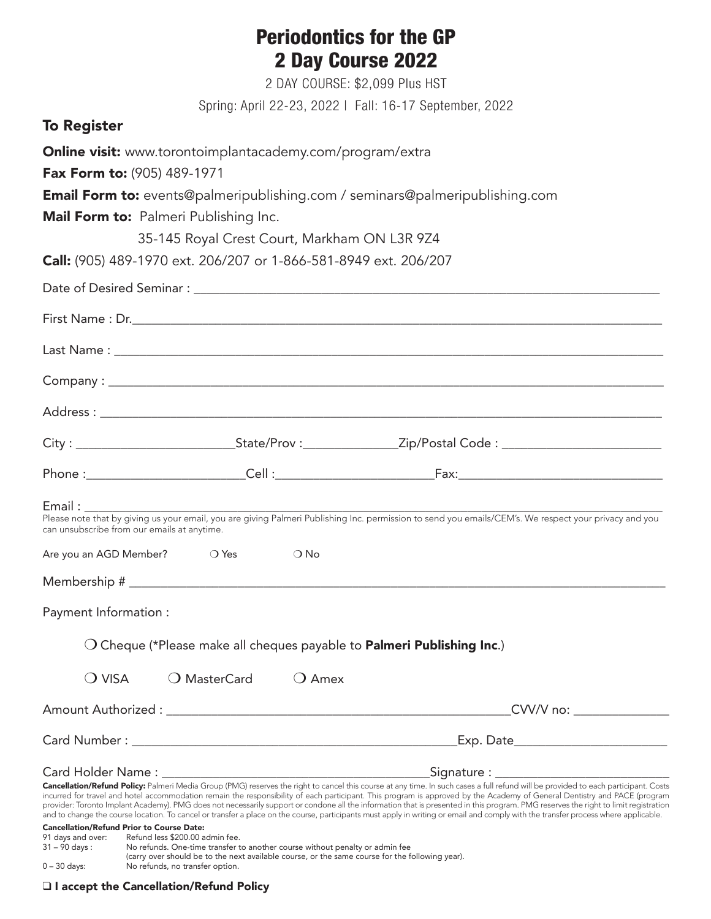# Periodontics for the GP
# 2 Day Course 2022

2 DAY COURSE: $2,099 Plus HST

Spring: April 22-23, 2022 | Fall: 16-17 September, 2022

## To Register

**Online visit:** www.torontoimplantacademy.com/program/extra

**Fax Form to:** (905) 489-1971

**Email Form to:** events@palmeripublishing.com / seminars@palmeripublishing.com

**Mail Form to:** Palmeri Publishing Inc.
35-145 Royal Crest Court, Markham ON L3R 9Z4

**Call:** (905) 489-1970 ext. 206/207 or 1-866-581-8949 ext. 206/207

Date of Desired Seminar : ____________________

First Name : Dr.____________________

Last Name : ____________________

Company : ____________________

Address : ____________________

City : ____________ State/Prov :____________ Zip/Postal Code : ____________

Phone :____________ Cell :____________ Fax:____________

Email : ____________________

Please note that by giving us your email, you are giving Palmeri Publishing Inc. permission to send you emails/CEM's. We respect your privacy and you can unsubscribe from our emails at anytime.

Are you an AGD Member? ❍ Yes ❍ No

Membership # ____________________

Payment Information :

❍ Cheque (*Please make all cheques payable to **Palmeri Publishing Inc**.)

❍ VISA ❍ MasterCard ❍ Amex

Amount Authorized : ____________________ CVV/V no: ____________

Card Number : ____________________ Exp. Date____________

Card Holder Name : ____________________ Signature : ____________

**Cancellation/Refund Policy:** Palmeri Media Group (PMG) reserves the right to cancel this course at any time. In such cases a full refund will be provided to each participant. Costs incurred for travel and hotel accommodation remain the responsibility of each participant. This program is approved by the Academy of General Dentistry and PACE (program provider: Toronto Implant Academy). PMG does not necessarily support or condone all the information that is presented in this program. PMG reserves the right to limit registration and to change the course location. To cancel or transfer a place on the course, participants must apply in writing or email and comply with the transfer process where applicable.

**Cancellation/Refund Prior to Course Date:**

| | |
|---|---|
| 91 days and over: | Refund less $200.00 admin fee. |
| 31 – 90 days : | No refunds. One-time transfer to another course without penalty or admin fee (carry over should be to the next available course, or the same course for the following year). |
| 0 – 30 days: | No refunds, no transfer option. |

❑ **I accept the Cancellation/Refund Policy**